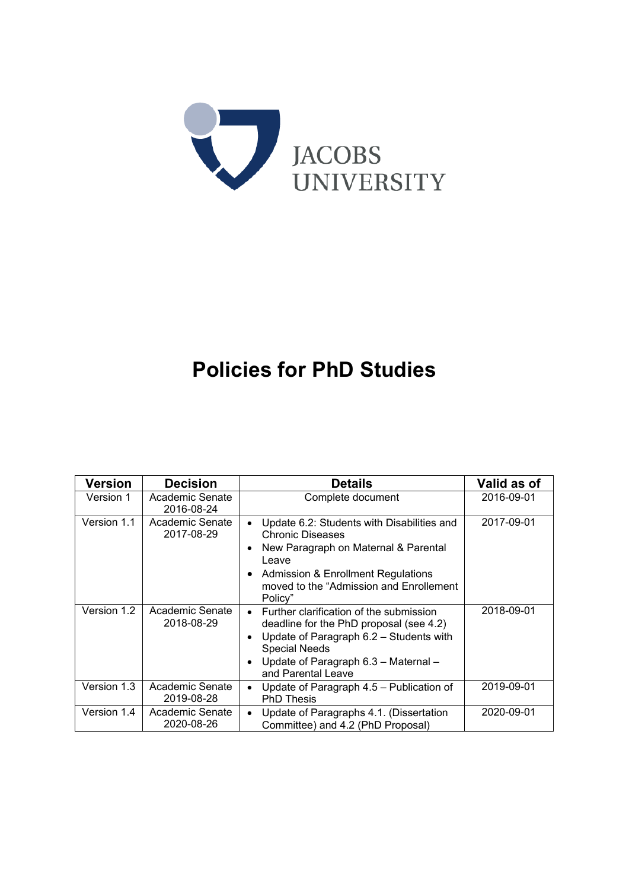JACOBS UNIVERSITY

# Policies for PhD Studies

| Version | Decision | Details | Valid as of |
| --- | --- | --- | --- |
| Version 1 | Academic Senate 2016-08-24 | Complete document | 2016-09-01 |
| Version 1.1 | Academic Senate 2017-08-29 | • Update 6.2: Students with Disabilities and Chronic Diseases<br>• New Paragraph on Maternal & Parental Leave<br>• Admission & Enrollment Regulations moved to the "Admission and Enrollement Policy" | 2017-09-01 |
| Version 1.2 | Academic Senate 2018-08-29 | • Further clarification of the submission deadline for the PhD proposal (see 4.2)<br>• Update of Paragraph 6.2 – Students with Special Needs<br>• Update of Paragraph 6.3 – Maternal – and Parental Leave | 2018-09-01 |
| Version 1.3 | Academic Senate 2019-08-28 | • Update of Paragraph 4.5 – Publication of PhD Thesis | 2019-09-01 |
| Version 1.4 | Academic Senate 2020-08-26 | • Update of Paragraphs 4.1. (Dissertation Committee) and 4.2 (PhD Proposal) | 2020-09-01 |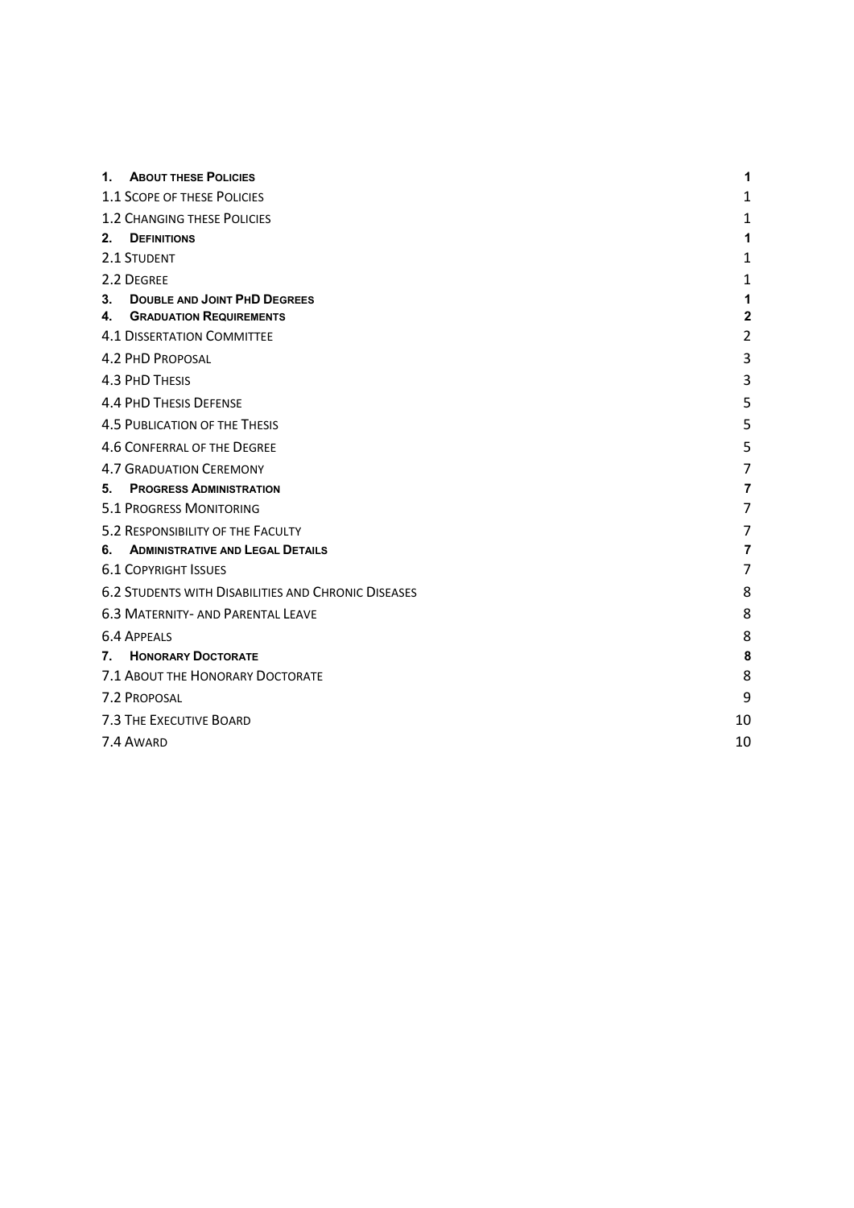| | |
|---|---|
| **1. About these Policies** | **1** |
| 1.1 Scope of these Policies | 1 |
| 1.2 Changing these Policies | 1 |
| **2. Definitions** | **1** |
| 2.1 Student | 1 |
| 2.2 Degree | 1 |
| **3. Double and Joint PhD Degrees** | **1** |
| **4. Graduation Requirements** | **2** |
| 4.1 Dissertation Committee | 2 |
| 4.2 PhD Proposal | 3 |
| 4.3 PhD Thesis | 3 |
| 4.4 PhD Thesis Defense | 5 |
| 4.5 Publication of the Thesis | 5 |
| 4.6 Conferral of the Degree | 5 |
| 4.7 Graduation Ceremony | 7 |
| **5. Progress Administration** | **7** |
| 5.1 Progress Monitoring | 7 |
| 5.2 Responsibility of the Faculty | 7 |
| **6. Administrative and Legal Details** | **7** |
| 6.1 Copyright Issues | 7 |
| 6.2 Students with Disabilities and Chronic Diseases | 8 |
| 6.3 Maternity- and Parental Leave | 8 |
| 6.4 Appeals | 8 |
| **7. Honorary Doctorate** | **8** |
| 7.1 About the Honorary Doctorate | 8 |
| 7.2 Proposal | 9 |
| 7.3 The Executive Board | 10 |
| 7.4 Award | 10 |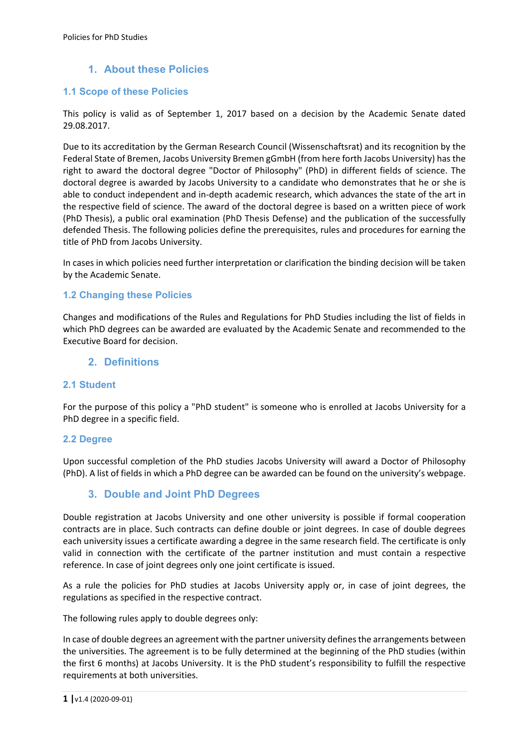## 1. About these Policies

### 1.1 Scope of these Policies

This policy is valid as of September 1, 2017 based on a decision by the Academic Senate dated 29.08.2017.

Due to its accreditation by the German Research Council (Wissenschaftsrat) and its recognition by the Federal State of Bremen, Jacobs University Bremen gGmbH (from here forth Jacobs University) has the right to award the doctoral degree "Doctor of Philosophy" (PhD) in different fields of science. The doctoral degree is awarded by Jacobs University to a candidate who demonstrates that he or she is able to conduct independent and in-depth academic research, which advances the state of the art in the respective field of science. The award of the doctoral degree is based on a written piece of work (PhD Thesis), a public oral examination (PhD Thesis Defense) and the publication of the successfully defended Thesis. The following policies define the prerequisites, rules and procedures for earning the title of PhD from Jacobs University.

In cases in which policies need further interpretation or clarification the binding decision will be taken by the Academic Senate.

### 1.2 Changing these Policies

Changes and modifications of the Rules and Regulations for PhD Studies including the list of fields in which PhD degrees can be awarded are evaluated by the Academic Senate and recommended to the Executive Board for decision.

## 2. Definitions

### 2.1 Student

For the purpose of this policy a "PhD student" is someone who is enrolled at Jacobs University for a PhD degree in a specific field.

### 2.2 Degree

Upon successful completion of the PhD studies Jacobs University will award a Doctor of Philosophy (PhD). A list of fields in which a PhD degree can be awarded can be found on the university's webpage.

## 3. Double and Joint PhD Degrees

Double registration at Jacobs University and one other university is possible if formal cooperation contracts are in place. Such contracts can define double or joint degrees. In case of double degrees each university issues a certificate awarding a degree in the same research field. The certificate is only valid in connection with the certificate of the partner institution and must contain a respective reference. In case of joint degrees only one joint certificate is issued.

As a rule the policies for PhD studies at Jacobs University apply or, in case of joint degrees, the regulations as specified in the respective contract.

The following rules apply to double degrees only:

In case of double degrees an agreement with the partner university defines the arrangements between the universities. The agreement is to be fully determined at the beginning of the PhD studies (within the first 6 months) at Jacobs University. It is the PhD student's responsibility to fulfill the respective requirements at both universities.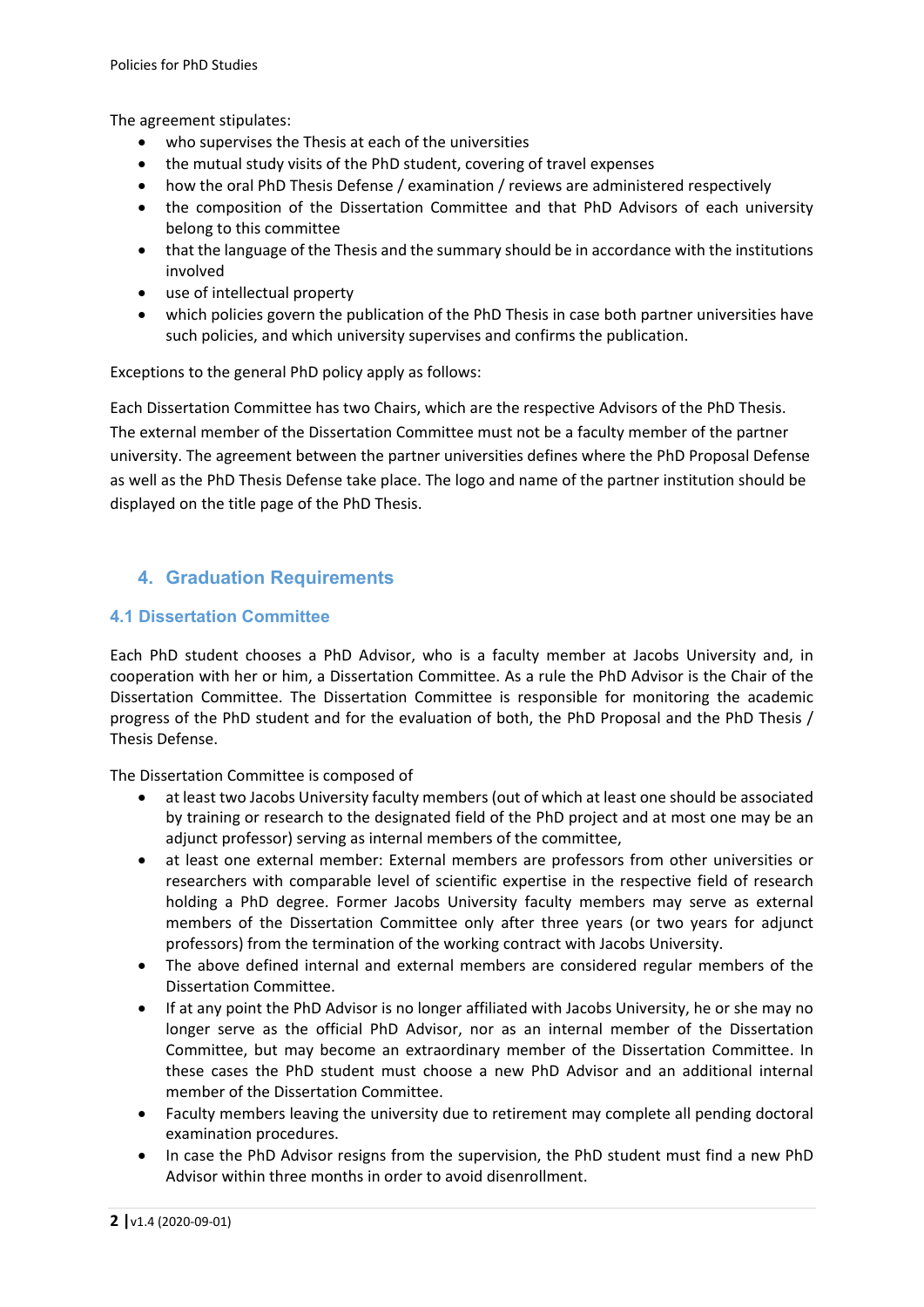The agreement stipulates:

- who supervises the Thesis at each of the universities
- the mutual study visits of the PhD student, covering of travel expenses
- how the oral PhD Thesis Defense / examination / reviews are administered respectively
- the composition of the Dissertation Committee and that PhD Advisors of each university belong to this committee
- that the language of the Thesis and the summary should be in accordance with the institutions involved
- use of intellectual property
- which policies govern the publication of the PhD Thesis in case both partner universities have such policies, and which university supervises and confirms the publication.

Exceptions to the general PhD policy apply as follows:

Each Dissertation Committee has two Chairs, which are the respective Advisors of the PhD Thesis. The external member of the Dissertation Committee must not be a faculty member of the partner university. The agreement between the partner universities defines where the PhD Proposal Defense as well as the PhD Thesis Defense take place. The logo and name of the partner institution should be displayed on the title page of the PhD Thesis.

## 4. Graduation Requirements

### 4.1 Dissertation Committee

Each PhD student chooses a PhD Advisor, who is a faculty member at Jacobs University and, in cooperation with her or him, a Dissertation Committee. As a rule the PhD Advisor is the Chair of the Dissertation Committee. The Dissertation Committee is responsible for monitoring the academic progress of the PhD student and for the evaluation of both, the PhD Proposal and the PhD Thesis / Thesis Defense.

The Dissertation Committee is composed of

- at least two Jacobs University faculty members (out of which at least one should be associated by training or research to the designated field of the PhD project and at most one may be an adjunct professor) serving as internal members of the committee,
- at least one external member: External members are professors from other universities or researchers with comparable level of scientific expertise in the respective field of research holding a PhD degree. Former Jacobs University faculty members may serve as external members of the Dissertation Committee only after three years (or two years for adjunct professors) from the termination of the working contract with Jacobs University.
- The above defined internal and external members are considered regular members of the Dissertation Committee.
- If at any point the PhD Advisor is no longer affiliated with Jacobs University, he or she may no longer serve as the official PhD Advisor, nor as an internal member of the Dissertation Committee, but may become an extraordinary member of the Dissertation Committee. In these cases the PhD student must choose a new PhD Advisor and an additional internal member of the Dissertation Committee.
- Faculty members leaving the university due to retirement may complete all pending doctoral examination procedures.
- In case the PhD Advisor resigns from the supervision, the PhD student must find a new PhD Advisor within three months in order to avoid disenrollment.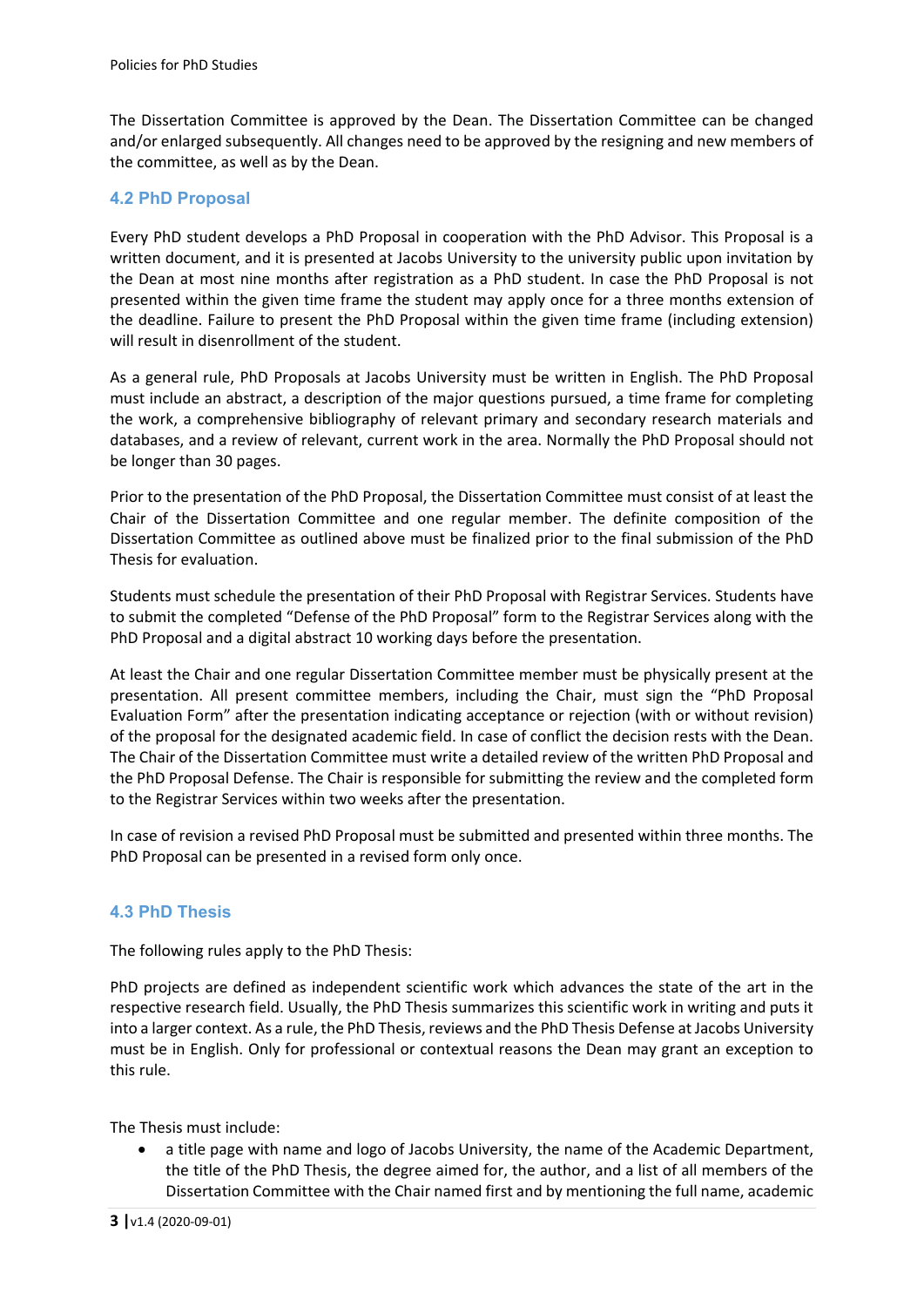The Dissertation Committee is approved by the Dean. The Dissertation Committee can be changed and/or enlarged subsequently. All changes need to be approved by the resigning and new members of the committee, as well as by the Dean.

## 4.2 PhD Proposal

Every PhD student develops a PhD Proposal in cooperation with the PhD Advisor. This Proposal is a written document, and it is presented at Jacobs University to the university public upon invitation by the Dean at most nine months after registration as a PhD student. In case the PhD Proposal is not presented within the given time frame the student may apply once for a three months extension of the deadline. Failure to present the PhD Proposal within the given time frame (including extension) will result in disenrollment of the student.

As a general rule, PhD Proposals at Jacobs University must be written in English. The PhD Proposal must include an abstract, a description of the major questions pursued, a time frame for completing the work, a comprehensive bibliography of relevant primary and secondary research materials and databases, and a review of relevant, current work in the area. Normally the PhD Proposal should not be longer than 30 pages.

Prior to the presentation of the PhD Proposal, the Dissertation Committee must consist of at least the Chair of the Dissertation Committee and one regular member. The definite composition of the Dissertation Committee as outlined above must be finalized prior to the final submission of the PhD Thesis for evaluation.

Students must schedule the presentation of their PhD Proposal with Registrar Services. Students have to submit the completed "Defense of the PhD Proposal" form to the Registrar Services along with the PhD Proposal and a digital abstract 10 working days before the presentation.

At least the Chair and one regular Dissertation Committee member must be physically present at the presentation. All present committee members, including the Chair, must sign the "PhD Proposal Evaluation Form" after the presentation indicating acceptance or rejection (with or without revision) of the proposal for the designated academic field. In case of conflict the decision rests with the Dean. The Chair of the Dissertation Committee must write a detailed review of the written PhD Proposal and the PhD Proposal Defense. The Chair is responsible for submitting the review and the completed form to the Registrar Services within two weeks after the presentation.

In case of revision a revised PhD Proposal must be submitted and presented within three months. The PhD Proposal can be presented in a revised form only once.

## 4.3 PhD Thesis

The following rules apply to the PhD Thesis:

PhD projects are defined as independent scientific work which advances the state of the art in the respective research field. Usually, the PhD Thesis summarizes this scientific work in writing and puts it into a larger context. As a rule, the PhD Thesis, reviews and the PhD Thesis Defense at Jacobs University must be in English. Only for professional or contextual reasons the Dean may grant an exception to this rule.

The Thesis must include:

- a title page with name and logo of Jacobs University, the name of the Academic Department, the title of the PhD Thesis, the degree aimed for, the author, and a list of all members of the Dissertation Committee with the Chair named first and by mentioning the full name, academic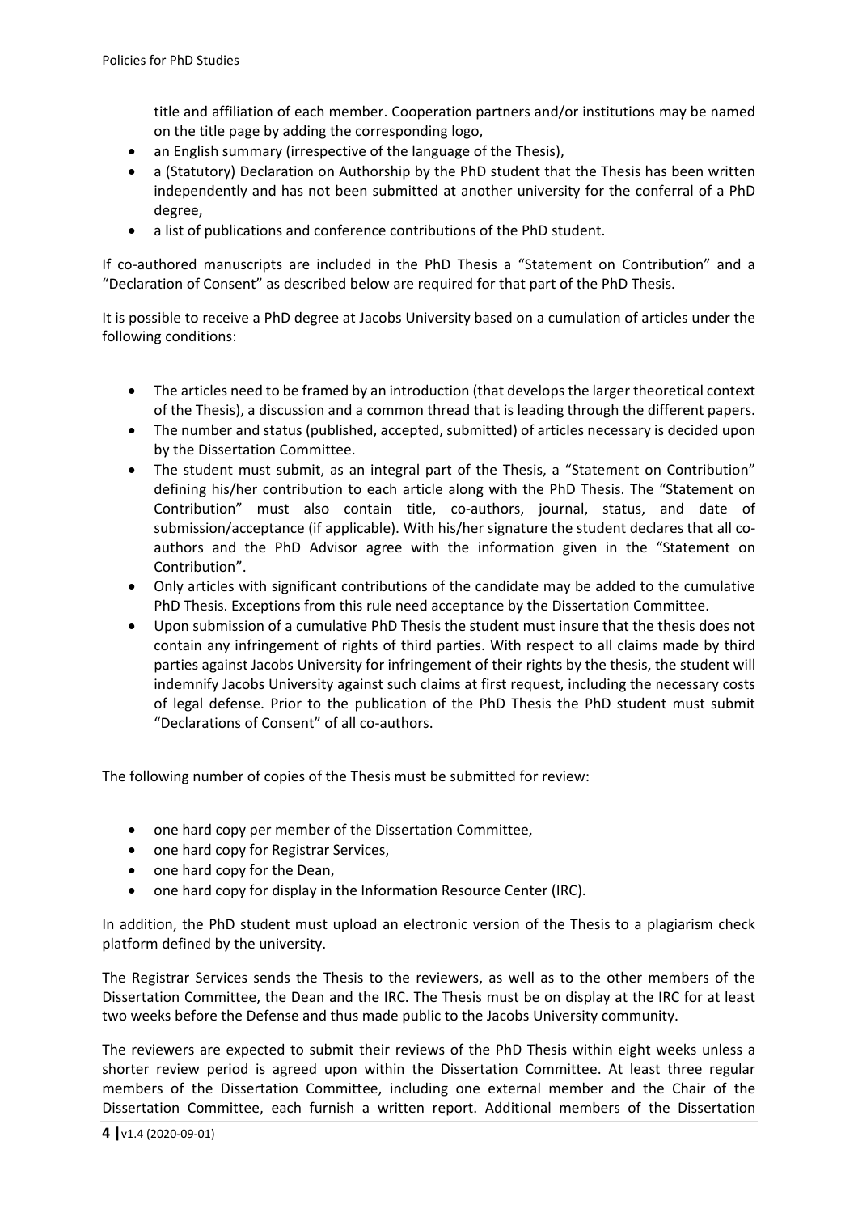title and affiliation of each member. Cooperation partners and/or institutions may be named on the title page by adding the corresponding logo,

- an English summary (irrespective of the language of the Thesis),
- a (Statutory) Declaration on Authorship by the PhD student that the Thesis has been written independently and has not been submitted at another university for the conferral of a PhD degree,
- a list of publications and conference contributions of the PhD student.

If co-authored manuscripts are included in the PhD Thesis a "Statement on Contribution" and a "Declaration of Consent" as described below are required for that part of the PhD Thesis.

It is possible to receive a PhD degree at Jacobs University based on a cumulation of articles under the following conditions:

- The articles need to be framed by an introduction (that develops the larger theoretical context of the Thesis), a discussion and a common thread that is leading through the different papers.
- The number and status (published, accepted, submitted) of articles necessary is decided upon by the Dissertation Committee.
- The student must submit, as an integral part of the Thesis, a "Statement on Contribution" defining his/her contribution to each article along with the PhD Thesis. The "Statement on Contribution" must also contain title, co-authors, journal, status, and date of submission/acceptance (if applicable). With his/her signature the student declares that all co-authors and the PhD Advisor agree with the information given in the "Statement on Contribution".
- Only articles with significant contributions of the candidate may be added to the cumulative PhD Thesis. Exceptions from this rule need acceptance by the Dissertation Committee.
- Upon submission of a cumulative PhD Thesis the student must insure that the thesis does not contain any infringement of rights of third parties. With respect to all claims made by third parties against Jacobs University for infringement of their rights by the thesis, the student will indemnify Jacobs University against such claims at first request, including the necessary costs of legal defense. Prior to the publication of the PhD Thesis the PhD student must submit "Declarations of Consent" of all co-authors.

The following number of copies of the Thesis must be submitted for review:

- one hard copy per member of the Dissertation Committee,
- one hard copy for Registrar Services,
- one hard copy for the Dean,
- one hard copy for display in the Information Resource Center (IRC).

In addition, the PhD student must upload an electronic version of the Thesis to a plagiarism check platform defined by the university.

The Registrar Services sends the Thesis to the reviewers, as well as to the other members of the Dissertation Committee, the Dean and the IRC. The Thesis must be on display at the IRC for at least two weeks before the Defense and thus made public to the Jacobs University community.

The reviewers are expected to submit their reviews of the PhD Thesis within eight weeks unless a shorter review period is agreed upon within the Dissertation Committee. At least three regular members of the Dissertation Committee, including one external member and the Chair of the Dissertation Committee, each furnish a written report. Additional members of the Dissertation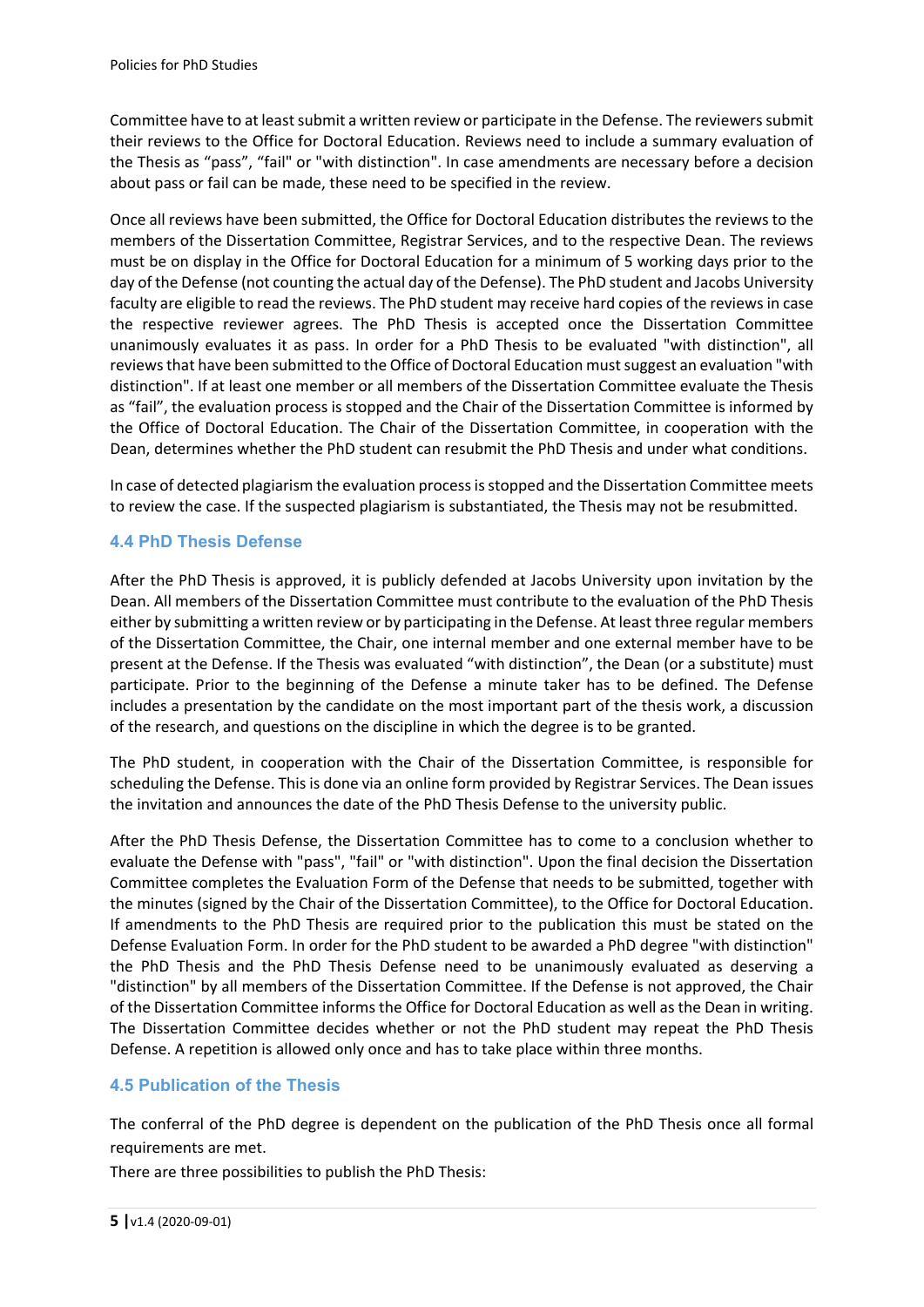Committee have to at least submit a written review or participate in the Defense. The reviewers submit their reviews to the Office for Doctoral Education. Reviews need to include a summary evaluation of the Thesis as "pass", "fail" or "with distinction". In case amendments are necessary before a decision about pass or fail can be made, these need to be specified in the review.

Once all reviews have been submitted, the Office for Doctoral Education distributes the reviews to the members of the Dissertation Committee, Registrar Services, and to the respective Dean. The reviews must be on display in the Office for Doctoral Education for a minimum of 5 working days prior to the day of the Defense (not counting the actual day of the Defense). The PhD student and Jacobs University faculty are eligible to read the reviews. The PhD student may receive hard copies of the reviews in case the respective reviewer agrees. The PhD Thesis is accepted once the Dissertation Committee unanimously evaluates it as pass. In order for a PhD Thesis to be evaluated "with distinction", all reviews that have been submitted to the Office of Doctoral Education must suggest an evaluation "with distinction". If at least one member or all members of the Dissertation Committee evaluate the Thesis as "fail", the evaluation process is stopped and the Chair of the Dissertation Committee is informed by the Office of Doctoral Education. The Chair of the Dissertation Committee, in cooperation with the Dean, determines whether the PhD student can resubmit the PhD Thesis and under what conditions.

In case of detected plagiarism the evaluation process is stopped and the Dissertation Committee meets to review the case. If the suspected plagiarism is substantiated, the Thesis may not be resubmitted.

### 4.4 PhD Thesis Defense

After the PhD Thesis is approved, it is publicly defended at Jacobs University upon invitation by the Dean. All members of the Dissertation Committee must contribute to the evaluation of the PhD Thesis either by submitting a written review or by participating in the Defense. At least three regular members of the Dissertation Committee, the Chair, one internal member and one external member have to be present at the Defense. If the Thesis was evaluated "with distinction", the Dean (or a substitute) must participate. Prior to the beginning of the Defense a minute taker has to be defined. The Defense includes a presentation by the candidate on the most important part of the thesis work, a discussion of the research, and questions on the discipline in which the degree is to be granted.

The PhD student, in cooperation with the Chair of the Dissertation Committee, is responsible for scheduling the Defense. This is done via an online form provided by Registrar Services. The Dean issues the invitation and announces the date of the PhD Thesis Defense to the university public.

After the PhD Thesis Defense, the Dissertation Committee has to come to a conclusion whether to evaluate the Defense with "pass", "fail" or "with distinction". Upon the final decision the Dissertation Committee completes the Evaluation Form of the Defense that needs to be submitted, together with the minutes (signed by the Chair of the Dissertation Committee), to the Office for Doctoral Education. If amendments to the PhD Thesis are required prior to the publication this must be stated on the Defense Evaluation Form. In order for the PhD student to be awarded a PhD degree "with distinction" the PhD Thesis and the PhD Thesis Defense need to be unanimously evaluated as deserving a "distinction" by all members of the Dissertation Committee. If the Defense is not approved, the Chair of the Dissertation Committee informs the Office for Doctoral Education as well as the Dean in writing. The Dissertation Committee decides whether or not the PhD student may repeat the PhD Thesis Defense. A repetition is allowed only once and has to take place within three months.

### 4.5 Publication of the Thesis

The conferral of the PhD degree is dependent on the publication of the PhD Thesis once all formal requirements are met.

There are three possibilities to publish the PhD Thesis: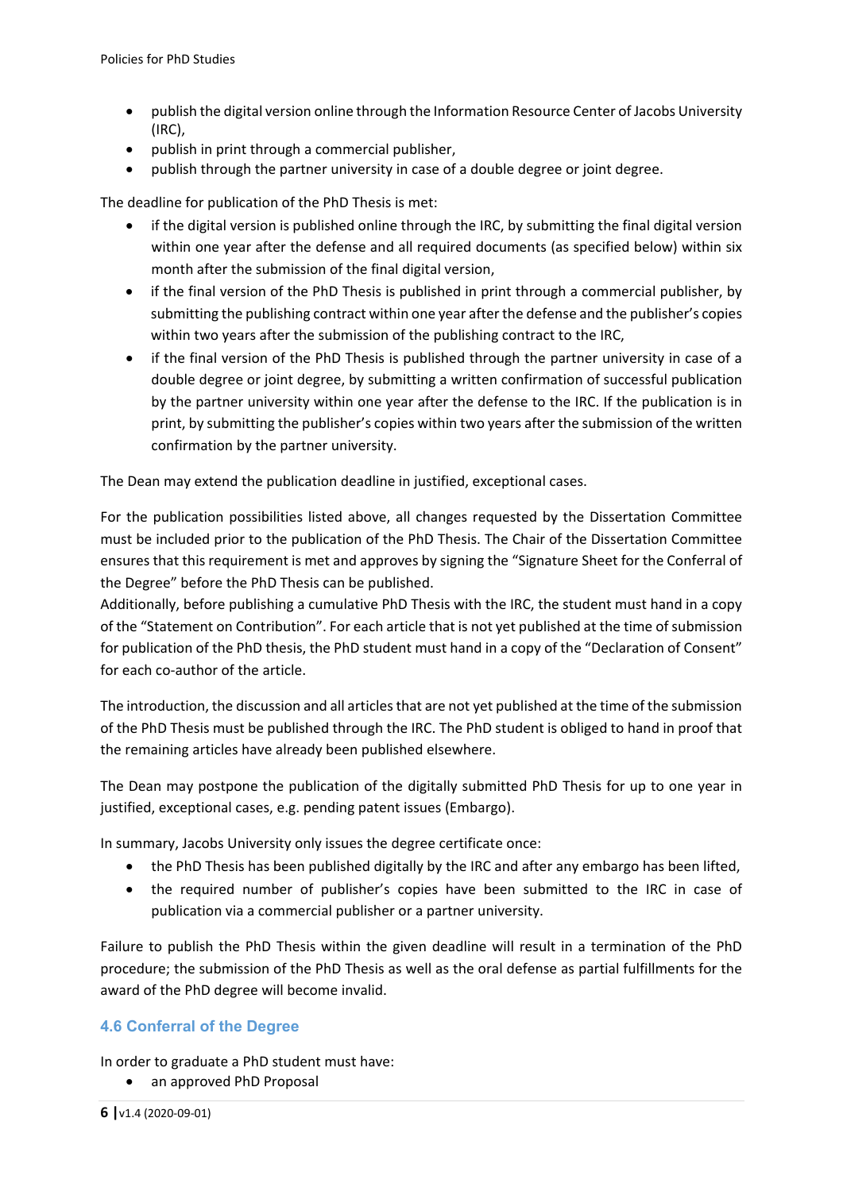- publish the digital version online through the Information Resource Center of Jacobs University (IRC),
- publish in print through a commercial publisher,
- publish through the partner university in case of a double degree or joint degree.

The deadline for publication of the PhD Thesis is met:

- if the digital version is published online through the IRC, by submitting the final digital version within one year after the defense and all required documents (as specified below) within six month after the submission of the final digital version,
- if the final version of the PhD Thesis is published in print through a commercial publisher, by submitting the publishing contract within one year after the defense and the publisher's copies within two years after the submission of the publishing contract to the IRC,
- if the final version of the PhD Thesis is published through the partner university in case of a double degree or joint degree, by submitting a written confirmation of successful publication by the partner university within one year after the defense to the IRC. If the publication is in print, by submitting the publisher's copies within two years after the submission of the written confirmation by the partner university.

The Dean may extend the publication deadline in justified, exceptional cases.

For the publication possibilities listed above, all changes requested by the Dissertation Committee must be included prior to the publication of the PhD Thesis. The Chair of the Dissertation Committee ensures that this requirement is met and approves by signing the "Signature Sheet for the Conferral of the Degree" before the PhD Thesis can be published.
Additionally, before publishing a cumulative PhD Thesis with the IRC, the student must hand in a copy of the "Statement on Contribution". For each article that is not yet published at the time of submission for publication of the PhD thesis, the PhD student must hand in a copy of the "Declaration of Consent" for each co-author of the article.

The introduction, the discussion and all articles that are not yet published at the time of the submission of the PhD Thesis must be published through the IRC. The PhD student is obliged to hand in proof that the remaining articles have already been published elsewhere.

The Dean may postpone the publication of the digitally submitted PhD Thesis for up to one year in justified, exceptional cases, e.g. pending patent issues (Embargo).

In summary, Jacobs University only issues the degree certificate once:

- the PhD Thesis has been published digitally by the IRC and after any embargo has been lifted,
- the required number of publisher's copies have been submitted to the IRC in case of publication via a commercial publisher or a partner university.

Failure to publish the PhD Thesis within the given deadline will result in a termination of the PhD procedure; the submission of the PhD Thesis as well as the oral defense as partial fulfillments for the award of the PhD degree will become invalid.

### 4.6 Conferral of the Degree

In order to graduate a PhD student must have:

- an approved PhD Proposal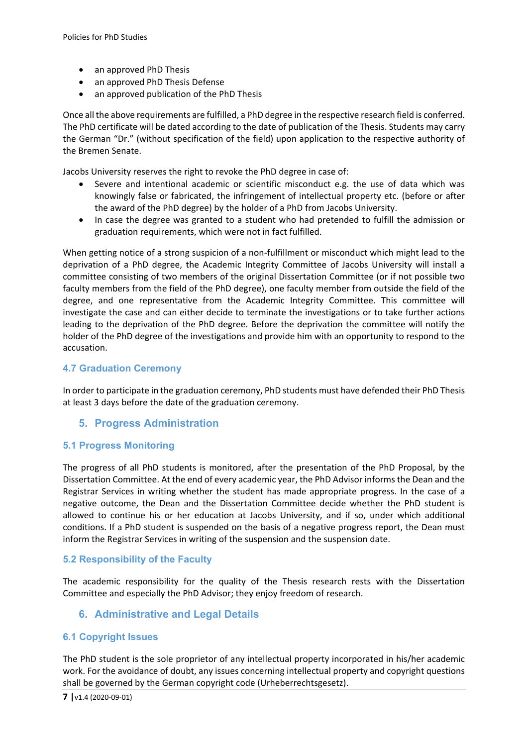- an approved PhD Thesis
- an approved PhD Thesis Defense
- an approved publication of the PhD Thesis

Once all the above requirements are fulfilled, a PhD degree in the respective research field is conferred. The PhD certificate will be dated according to the date of publication of the Thesis. Students may carry the German "Dr." (without specification of the field) upon application to the respective authority of the Bremen Senate.

Jacobs University reserves the right to revoke the PhD degree in case of:

- Severe and intentional academic or scientific misconduct e.g. the use of data which was knowingly false or fabricated, the infringement of intellectual property etc. (before or after the award of the PhD degree) by the holder of a PhD from Jacobs University.
- In case the degree was granted to a student who had pretended to fulfill the admission or graduation requirements, which were not in fact fulfilled.

When getting notice of a strong suspicion of a non-fulfillment or misconduct which might lead to the deprivation of a PhD degree, the Academic Integrity Committee of Jacobs University will install a committee consisting of two members of the original Dissertation Committee (or if not possible two faculty members from the field of the PhD degree), one faculty member from outside the field of the degree, and one representative from the Academic Integrity Committee. This committee will investigate the case and can either decide to terminate the investigations or to take further actions leading to the deprivation of the PhD degree. Before the deprivation the committee will notify the holder of the PhD degree of the investigations and provide him with an opportunity to respond to the accusation.

### 4.7 Graduation Ceremony

In order to participate in the graduation ceremony, PhD students must have defended their PhD Thesis at least 3 days before the date of the graduation ceremony.

## 5. Progress Administration

### 5.1 Progress Monitoring

The progress of all PhD students is monitored, after the presentation of the PhD Proposal, by the Dissertation Committee. At the end of every academic year, the PhD Advisor informs the Dean and the Registrar Services in writing whether the student has made appropriate progress. In the case of a negative outcome, the Dean and the Dissertation Committee decide whether the PhD student is allowed to continue his or her education at Jacobs University, and if so, under which additional conditions. If a PhD student is suspended on the basis of a negative progress report, the Dean must inform the Registrar Services in writing of the suspension and the suspension date.

### 5.2 Responsibility of the Faculty

The academic responsibility for the quality of the Thesis research rests with the Dissertation Committee and especially the PhD Advisor; they enjoy freedom of research.

## 6. Administrative and Legal Details

### 6.1 Copyright Issues

The PhD student is the sole proprietor of any intellectual property incorporated in his/her academic work. For the avoidance of doubt, any issues concerning intellectual property and copyright questions shall be governed by the German copyright code (Urheberrechtsgesetz).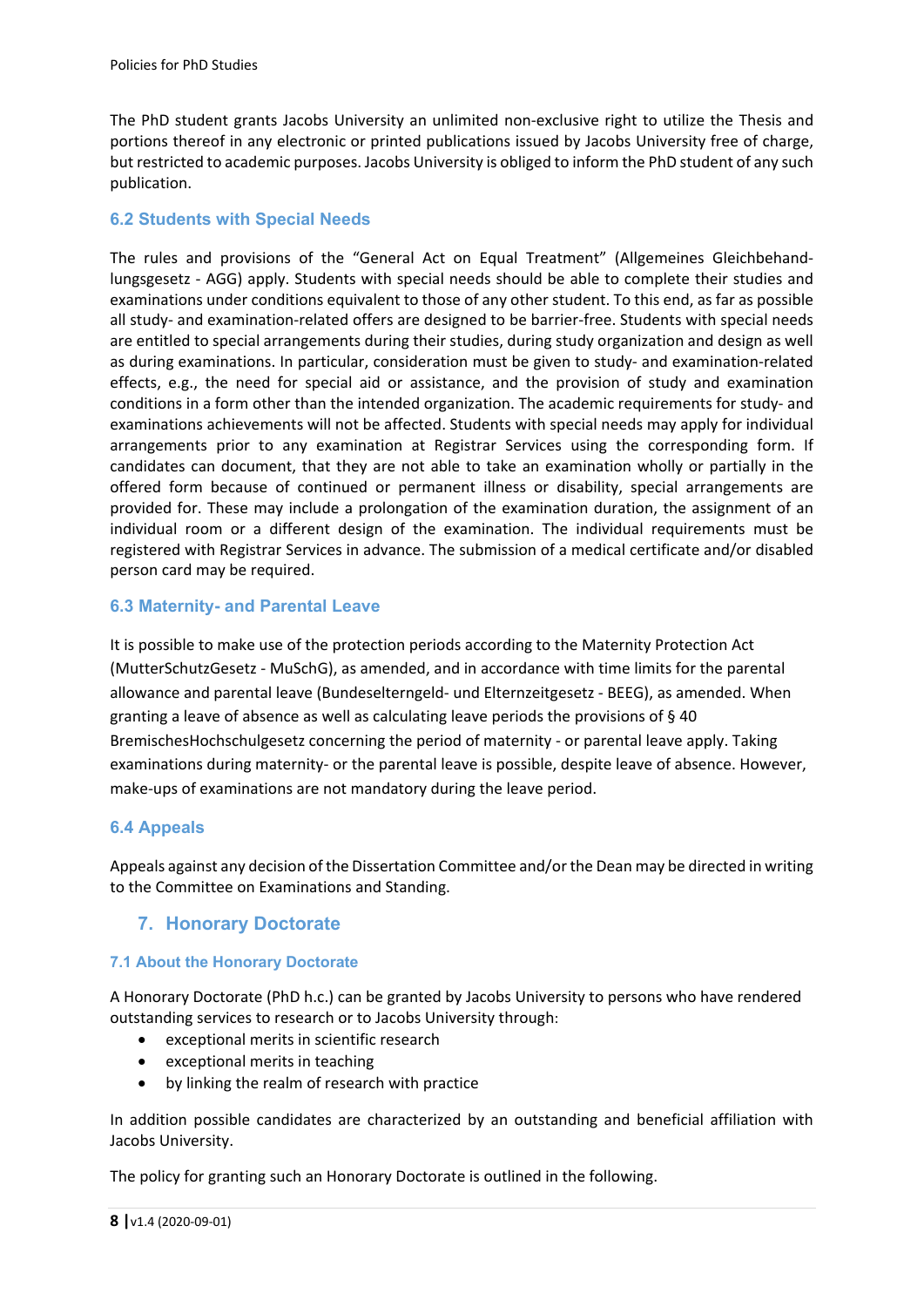The PhD student grants Jacobs University an unlimited non-exclusive right to utilize the Thesis and portions thereof in any electronic or printed publications issued by Jacobs University free of charge, but restricted to academic purposes. Jacobs University is obliged to inform the PhD student of any such publication.

### 6.2 Students with Special Needs

The rules and provisions of the "General Act on Equal Treatment" (Allgemeines Gleichbehandlungsgesetz - AGG) apply. Students with special needs should be able to complete their studies and examinations under conditions equivalent to those of any other student. To this end, as far as possible all study- and examination-related offers are designed to be barrier-free. Students with special needs are entitled to special arrangements during their studies, during study organization and design as well as during examinations. In particular, consideration must be given to study- and examination-related effects, e.g., the need for special aid or assistance, and the provision of study and examination conditions in a form other than the intended organization. The academic requirements for study- and examinations achievements will not be affected. Students with special needs may apply for individual arrangements prior to any examination at Registrar Services using the corresponding form. If candidates can document, that they are not able to take an examination wholly or partially in the offered form because of continued or permanent illness or disability, special arrangements are provided for. These may include a prolongation of the examination duration, the assignment of an individual room or a different design of the examination. The individual requirements must be registered with Registrar Services in advance. The submission of a medical certificate and/or disabled person card may be required.

### 6.3 Maternity- and Parental Leave

It is possible to make use of the protection periods according to the Maternity Protection Act (MutterSchutzGesetz - MuSchG), as amended, and in accordance with time limits for the parental allowance and parental leave (Bundeselterngeld- und Elternzeitgesetz - BEEG), as amended. When granting a leave of absence as well as calculating leave periods the provisions of § 40 BremischesHochschulgesetz concerning the period of maternity - or parental leave apply. Taking examinations during maternity- or the parental leave is possible, despite leave of absence. However, make-ups of examinations are not mandatory during the leave period.

### 6.4 Appeals

Appeals against any decision of the Dissertation Committee and/or the Dean may be directed in writing to the Committee on Examinations and Standing.

## 7. Honorary Doctorate

### 7.1 About the Honorary Doctorate

A Honorary Doctorate (PhD h.c.) can be granted by Jacobs University to persons who have rendered outstanding services to research or to Jacobs University through:

- exceptional merits in scientific research
- exceptional merits in teaching
- by linking the realm of research with practice

In addition possible candidates are characterized by an outstanding and beneficial affiliation with Jacobs University.

The policy for granting such an Honorary Doctorate is outlined in the following.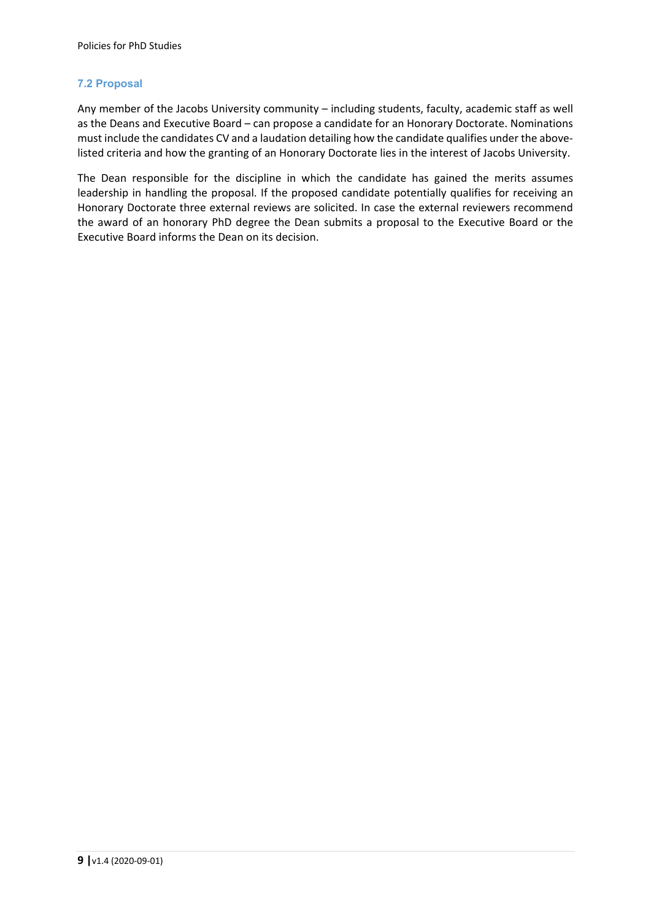### 7.2 Proposal

Any member of the Jacobs University community – including students, faculty, academic staff as well as the Deans and Executive Board – can propose a candidate for an Honorary Doctorate. Nominations must include the candidates CV and a laudation detailing how the candidate qualifies under the above-listed criteria and how the granting of an Honorary Doctorate lies in the interest of Jacobs University.

The Dean responsible for the discipline in which the candidate has gained the merits assumes leadership in handling the proposal. If the proposed candidate potentially qualifies for receiving an Honorary Doctorate three external reviews are solicited. In case the external reviewers recommend the award of an honorary PhD degree the Dean submits a proposal to the Executive Board or the Executive Board informs the Dean on its decision.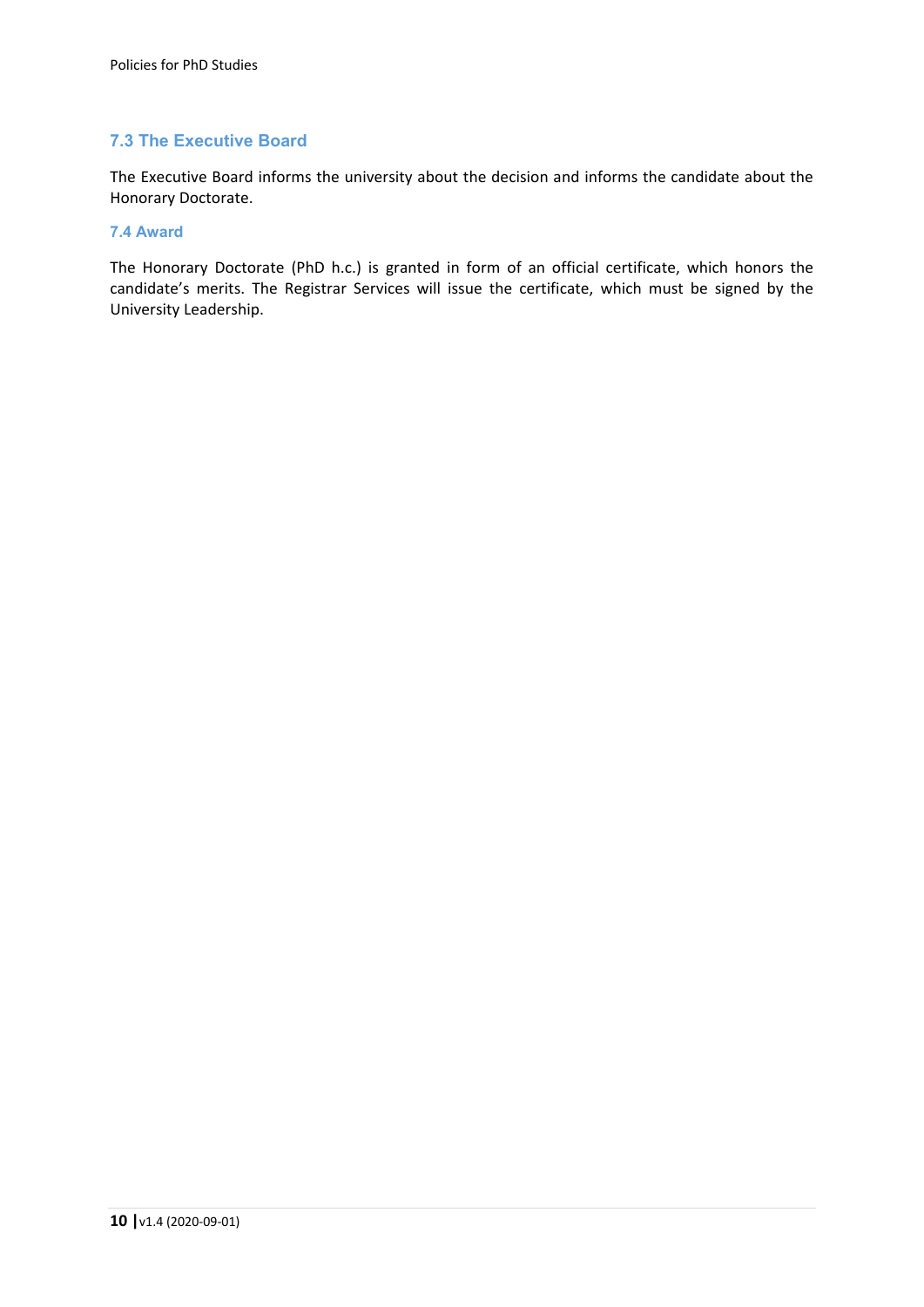## 7.3 The Executive Board

The Executive Board informs the university about the decision and informs the candidate about the Honorary Doctorate.

### 7.4 Award

The Honorary Doctorate (PhD h.c.) is granted in form of an official certificate, which honors the candidate's merits. The Registrar Services will issue the certificate, which must be signed by the University Leadership.